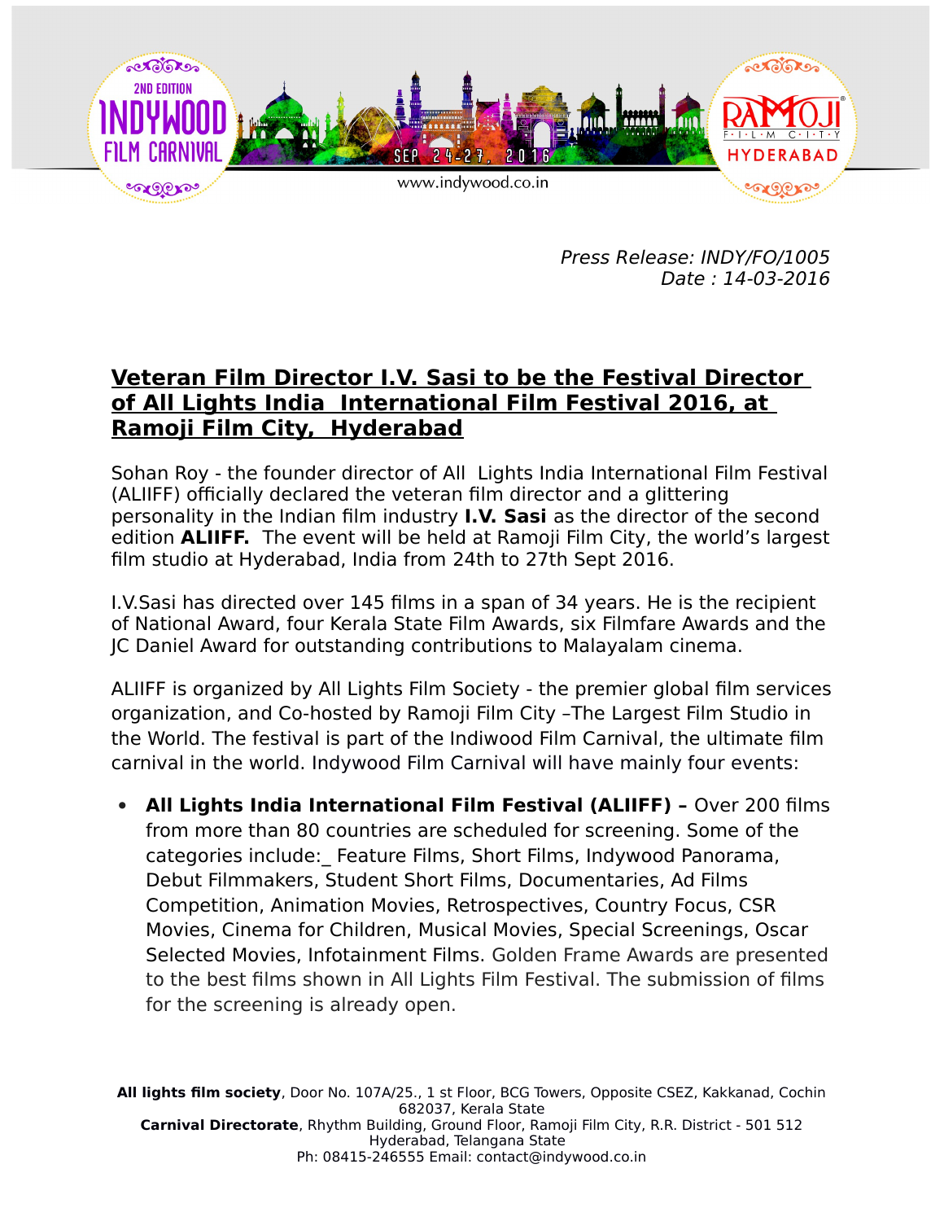*Press Release: INDY/FO/1005*
*Date : 14-03-2016*

# Veteran Film Director I.V. Sasi to be the Festival Director of All Lights India International Film Festival 2016, at Ramoji Film City, Hyderabad

Sohan Roy - the founder director of All Lights India International Film Festival (ALIIFF) officially declared the veteran film director and a glittering personality in the Indian film industry **I.V. Sasi** as the director of the second edition **ALIIFF.** The event will be held at Ramoji Film City, the world's largest film studio at Hyderabad, India from 24th to 27th Sept 2016.

I.V.Sasi has directed over 145 films in a span of 34 years. He is the recipient of National Award, four Kerala State Film Awards, six Filmfare Awards and the JC Daniel Award for outstanding contributions to Malayalam cinema.

ALIIFF is organized by All Lights Film Society - the premier global film services organization, and Co-hosted by Ramoji Film City –The Largest Film Studio in the World. The festival is part of the Indiwood Film Carnival, the ultimate film carnival in the world. Indywood Film Carnival will have mainly four events:

- **All Lights India International Film Festival (ALIIFF) –** Over 200 films from more than 80 countries are scheduled for screening. Some of the categories include:_ Feature Films, Short Films, Indywood Panorama, Debut Filmmakers, Student Short Films, Documentaries, Ad Films Competition, Animation Movies, Retrospectives, Country Focus, CSR Movies, Cinema for Children, Musical Movies, Special Screenings, Oscar Selected Movies, Infotainment Films. Golden Frame Awards are presented to the best films shown in All Lights Film Festival. The submission of films for the screening is already open.

**All lights film society**, Door No. 107A/25., 1 st Floor, BCG Towers, Opposite CSEZ, Kakkanad, Cochin 682037, Kerala State
**Carnival Directorate**, Rhythm Building, Ground Floor, Ramoji Film City, R.R. District - 501 512 Hyderabad, Telangana State
Ph: 08415-246555 Email: contact@indywood.co.in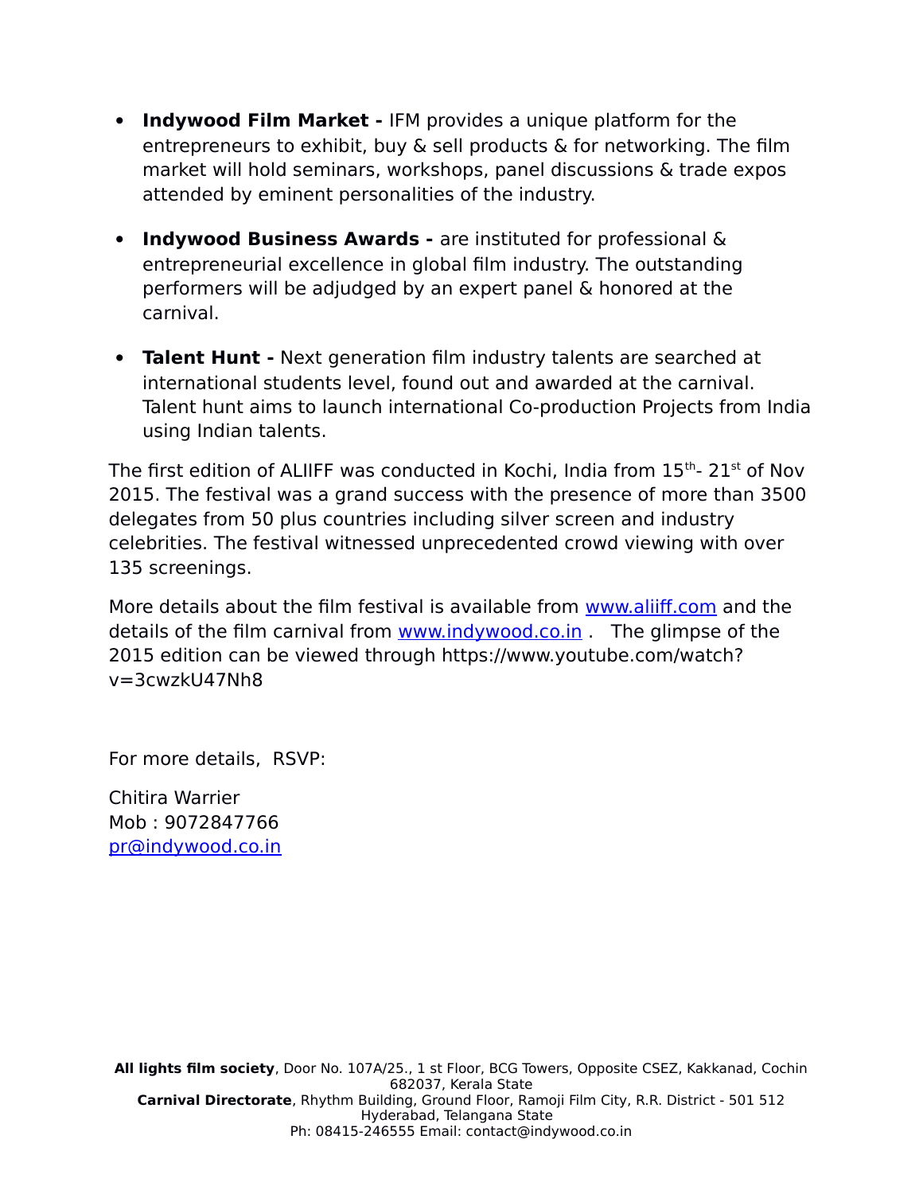- **Indywood Film Market -** IFM provides a unique platform for the entrepreneurs to exhibit, buy & sell products & for networking. The film market will hold seminars, workshops, panel discussions & trade expos attended by eminent personalities of the industry.

- **Indywood Business Awards -** are instituted for professional & entrepreneurial excellence in global film industry. The outstanding performers will be adjudged by an expert panel & honored at the carnival.

- **Talent Hunt -** Next generation film industry talents are searched at international students level, found out and awarded at the carnival. Talent hunt aims to launch international Co-production Projects from India using Indian talents.

The first edition of ALIIFF was conducted in Kochi, India from 15th- 21st of Nov 2015. The festival was a grand success with the presence of more than 3500 delegates from 50 plus countries including silver screen and industry celebrities. The festival witnessed unprecedented crowd viewing with over 135 screenings.

More details about the film festival is available from [www.aliiff.com](http://www.aliiff.com) and the details of the film carnival from [www.indywood.co.in](http://www.indywood.co.in) . The glimpse of the 2015 edition can be viewed through https://www.youtube.com/watch?v=3cwzkU47Nh8

For more details, RSVP:

Chitira Warrier
Mob : 9072847766
[pr@indywood.co.in](mailto:pr@indywood.co.in)

**All lights film society**, Door No. 107A/25., 1 st Floor, BCG Towers, Opposite CSEZ, Kakkanad, Cochin 682037, Kerala State
**Carnival Directorate**, Rhythm Building, Ground Floor, Ramoji Film City, R.R. District - 501 512 Hyderabad, Telangana State
Ph: 08415-246555 Email: contact@indywood.co.in